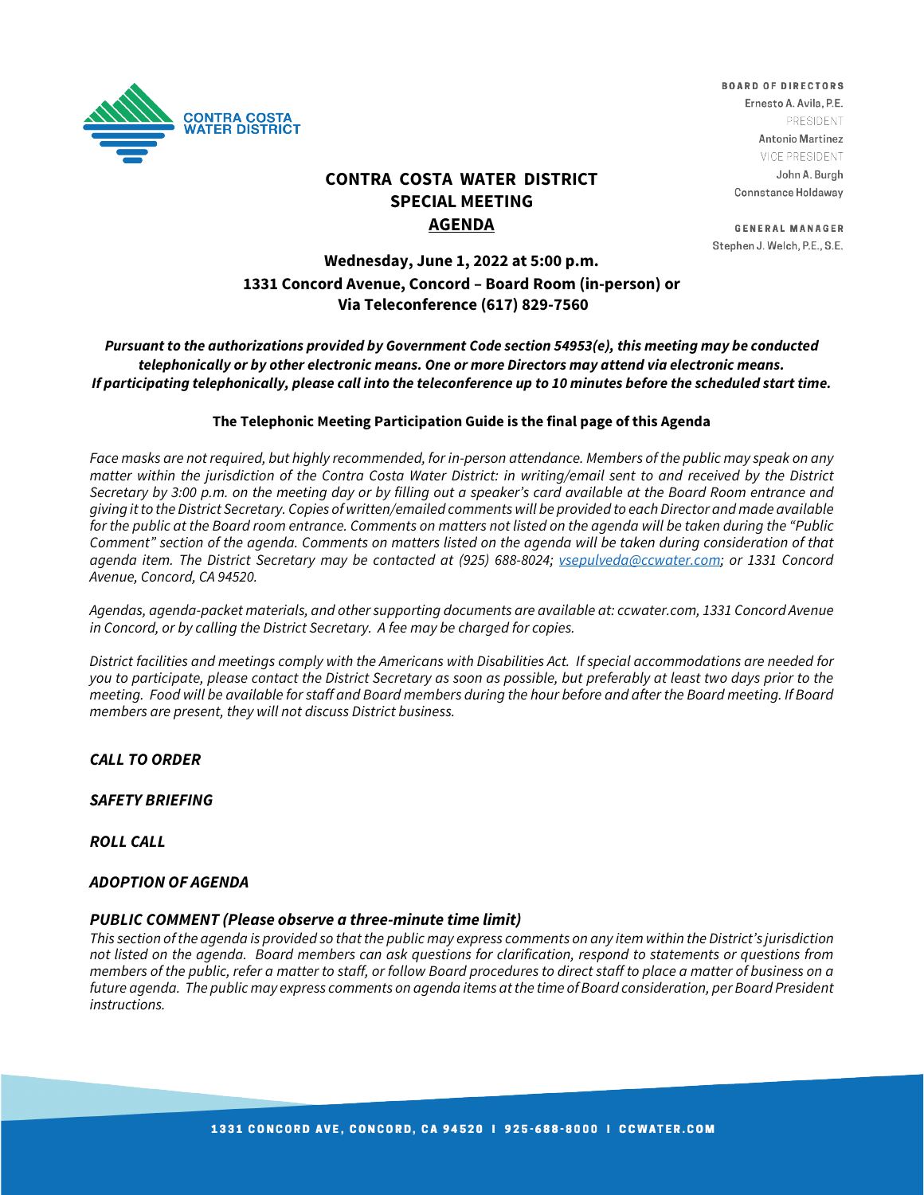CONTRA COSTA WATER DISTRICT

**BOARD OF DIRECTORS**
Ernesto A. Avila, P.E.
PRESIDENT
Antonio Martinez
VICE PRESIDENT
John A. Burgh
Connstance Holdaway

**GENERAL MANAGER**
Stephen J. Welch, P.E., S.E.

# CONTRA COSTA WATER DISTRICT
## SPECIAL MEETING
## AGENDA

**Wednesday, June 1, 2022 at 5:00 p.m.**
**1331 Concord Avenue, Concord – Board Room (in-person) or**
**Via Teleconference (617) 829-7560**

***Pursuant to the authorizations provided by Government Code section 54953(e), this meeting may be conducted telephonically or by other electronic means. One or more Directors may attend via electronic means. If participating telephonically, please call into the teleconference up to 10 minutes before the scheduled start time.***

**The Telephonic Meeting Participation Guide is the final page of this Agenda**

*Face masks are not required, but highly recommended, for in-person attendance. Members of the public may speak on any matter within the jurisdiction of the Contra Costa Water District: in writing/email sent to and received by the District Secretary by 3:00 p.m. on the meeting day or by filling out a speaker's card available at the Board Room entrance and giving it to the District Secretary. Copies of written/emailed comments will be provided to each Director and made available for the public at the Board room entrance. Comments on matters not listed on the agenda will be taken during the "Public Comment" section of the agenda. Comments on matters listed on the agenda will be taken during consideration of that agenda item. The District Secretary may be contacted at (925) 688-8024; vsepulveda@ccwater.com; or 1331 Concord Avenue, Concord, CA 94520.*

*Agendas, agenda-packet materials, and other supporting documents are available at: ccwater.com, 1331 Concord Avenue in Concord, or by calling the District Secretary. A fee may be charged for copies.*

*District facilities and meetings comply with the Americans with Disabilities Act. If special accommodations are needed for you to participate, please contact the District Secretary as soon as possible, but preferably at least two days prior to the meeting. Food will be available for staff and Board members during the hour before and after the Board meeting. If Board members are present, they will not discuss District business.*

***CALL TO ORDER***

***SAFETY BRIEFING***

***ROLL CALL***

***ADOPTION OF AGENDA***

***PUBLIC COMMENT (Please observe a three-minute time limit)***

*This section of the agenda is provided so that the public may express comments on any item within the District's jurisdiction not listed on the agenda. Board members can ask questions for clarification, respond to statements or questions from members of the public, refer a matter to staff, or follow Board procedures to direct staff to place a matter of business on a future agenda. The public may express comments on agenda items at the time of Board consideration, per Board President instructions.*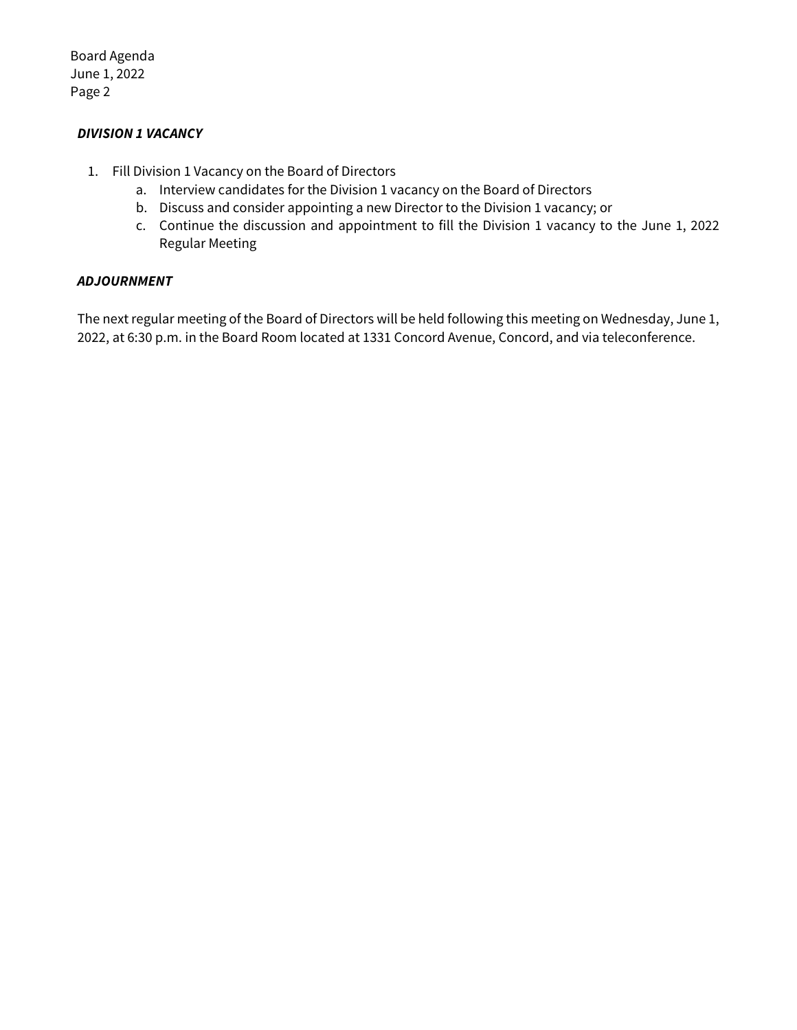***DIVISION 1 VACANCY***

1. Fill Division 1 Vacancy on the Board of Directors
    a. Interview candidates for the Division 1 vacancy on the Board of Directors
    b. Discuss and consider appointing a new Director to the Division 1 vacancy; or
    c. Continue the discussion and appointment to fill the Division 1 vacancy to the June 1, 2022 Regular Meeting

***ADJOURNMENT***

The next regular meeting of the Board of Directors will be held following this meeting on Wednesday, June 1, 2022, at 6:30 p.m. in the Board Room located at 1331 Concord Avenue, Concord, and via teleconference.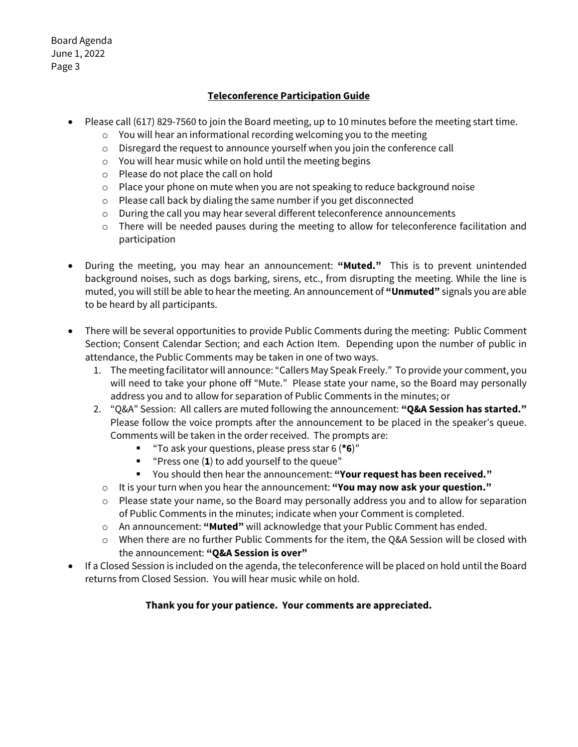## Teleconference Participation Guide

- Please call (617) 829-7560 to join the Board meeting, up to 10 minutes before the meeting start time.
  - You will hear an informational recording welcoming you to the meeting
  - Disregard the request to announce yourself when you join the conference call
  - You will hear music while on hold until the meeting begins
  - Please do not place the call on hold
  - Place your phone on mute when you are not speaking to reduce background noise
  - Please call back by dialing the same number if you get disconnected
  - During the call you may hear several different teleconference announcements
  - There will be needed pauses during the meeting to allow for teleconference facilitation and participation

- During the meeting, you may hear an announcement: **"Muted."** This is to prevent unintended background noises, such as dogs barking, sirens, etc., from disrupting the meeting. While the line is muted, you will still be able to hear the meeting. An announcement of **"Unmuted"** signals you are able to be heard by all participants.

- There will be several opportunities to provide Public Comments during the meeting: Public Comment Section; Consent Calendar Section; and each Action Item. Depending upon the number of public in attendance, the Public Comments may be taken in one of two ways.
  1. The meeting facilitator will announce: "Callers May Speak Freely." To provide your comment, you will need to take your phone off "Mute." Please state your name, so the Board may personally address you and to allow for separation of Public Comments in the minutes; or
  2. "Q&A" Session: All callers are muted following the announcement: **"Q&A Session has started."** Please follow the voice prompts after the announcement to be placed in the speaker's queue. Comments will be taken in the order received. The prompts are:
     - "To ask your questions, please press star 6 (**\*6**)"
     - "Press one (**1**) to add yourself to the queue"
     - You should then hear the announcement: **"Your request has been received."**
  - It is your turn when you hear the announcement: **"You may now ask your question."**
  - Please state your name, so the Board may personally address you and to allow for separation of Public Comments in the minutes; indicate when your Comment is completed.
  - An announcement: **"Muted"** will acknowledge that your Public Comment has ended.
  - When there are no further Public Comments for the item, the Q&A Session will be closed with the announcement: **"Q&A Session is over"**
- If a Closed Session is included on the agenda, the teleconference will be placed on hold until the Board returns from Closed Session. You will hear music while on hold.

**Thank you for your patience. Your comments are appreciated.**